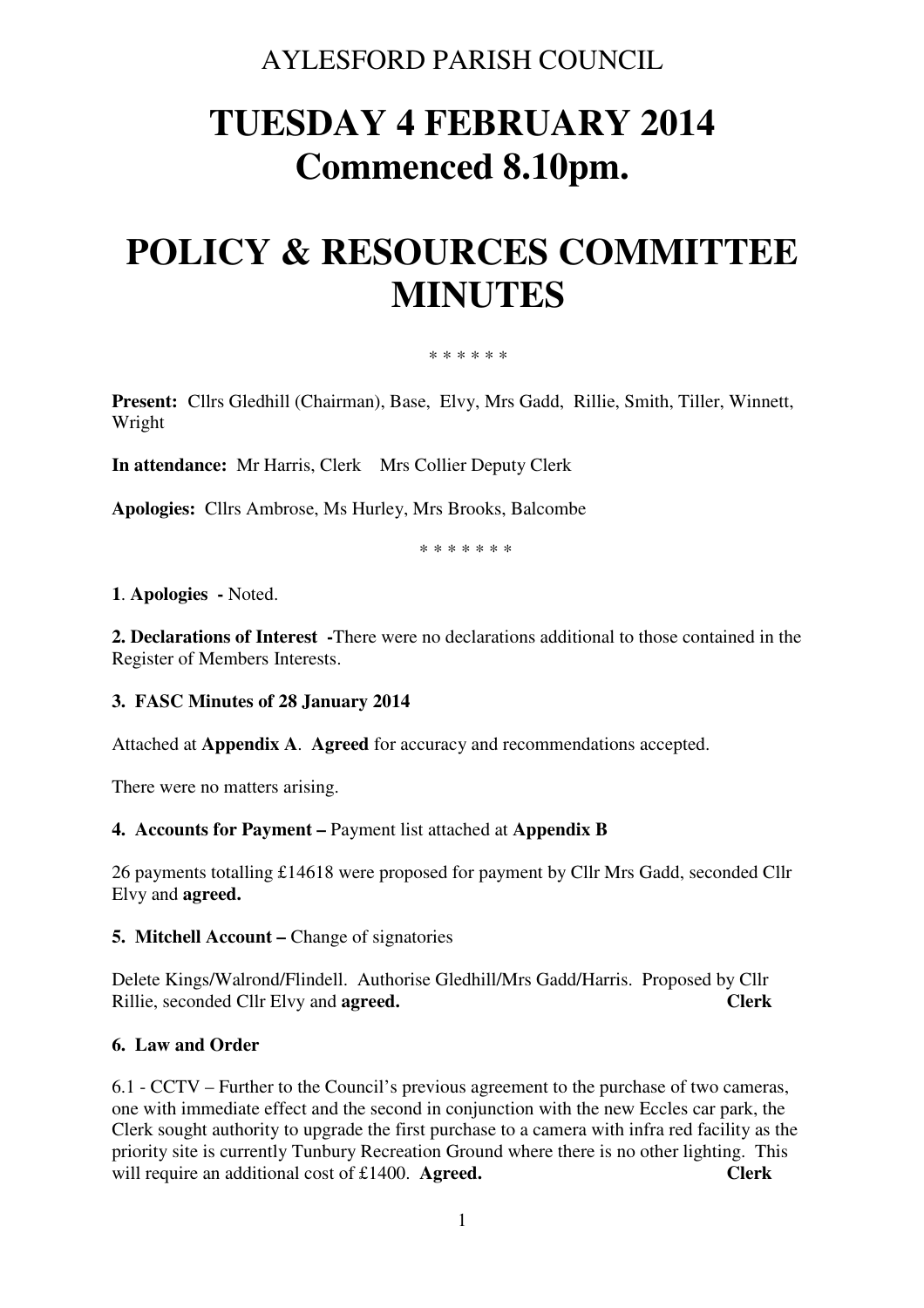AYLESFORD PARISH COUNCIL

# TUESDAY 4 FEBRUARY 2014
# Commenced 8.10pm.

# POLICY & RESOURCES COMMITTEE MINUTES

\* \* \* \* \* \*

**Present:** Cllrs Gledhill (Chairman), Base, Elvy, Mrs Gadd, Rillie, Smith, Tiller, Winnett, Wright

**In attendance:** Mr Harris, Clerk Mrs Collier Deputy Clerk

**Apologies:** Cllrs Ambrose, Ms Hurley, Mrs Brooks, Balcombe

\* \* \* \* \* \* \*

**1**. **Apologies -** Noted.

**2. Declarations of Interest -**There were no declarations additional to those contained in the Register of Members Interests.

**3. FASC Minutes of 28 January 2014**

Attached at **Appendix A**. **Agreed** for accuracy and recommendations accepted.

There were no matters arising.

**4. Accounts for Payment –** Payment list attached at **Appendix B**

26 payments totalling £14618 were proposed for payment by Cllr Mrs Gadd, seconded Cllr Elvy and **agreed.**

**5. Mitchell Account –** Change of signatories

Delete Kings/Walrond/Flindell. Authorise Gledhill/Mrs Gadd/Harris. Proposed by Cllr Rillie, seconded Cllr Elvy and **agreed.** **Clerk**

**6. Law and Order**

6.1 - CCTV – Further to the Council's previous agreement to the purchase of two cameras, one with immediate effect and the second in conjunction with the new Eccles car park, the Clerk sought authority to upgrade the first purchase to a camera with infra red facility as the priority site is currently Tunbury Recreation Ground where there is no other lighting. This will require an additional cost of £1400. **Agreed.** **Clerk**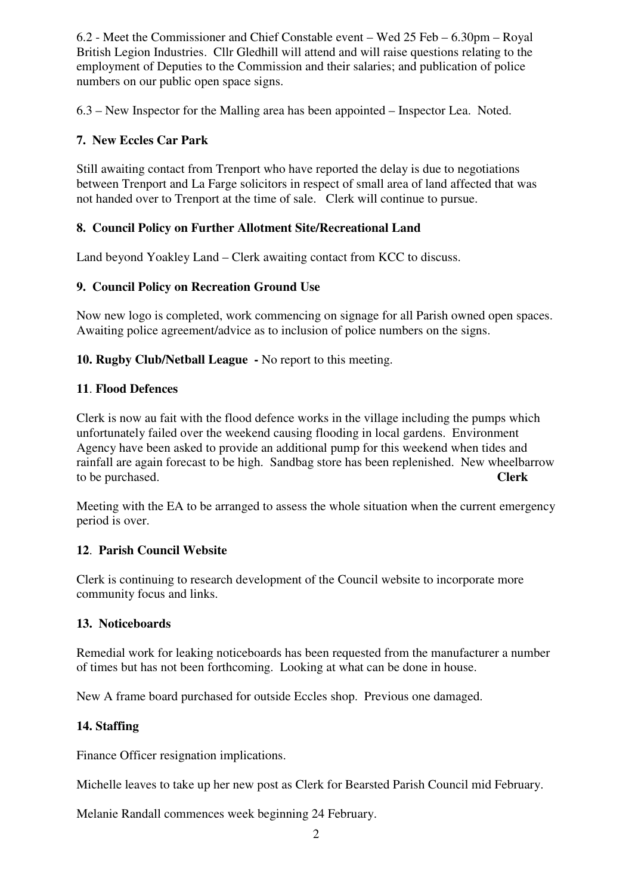6.2 - Meet the Commissioner and Chief Constable event – Wed 25 Feb – 6.30pm – Royal British Legion Industries. Cllr Gledhill will attend and will raise questions relating to the employment of Deputies to the Commission and their salaries; and publication of police numbers on our public open space signs.

6.3 – New Inspector for the Malling area has been appointed – Inspector Lea. Noted.

**7. New Eccles Car Park**

Still awaiting contact from Trenport who have reported the delay is due to negotiations between Trenport and La Farge solicitors in respect of small area of land affected that was not handed over to Trenport at the time of sale. Clerk will continue to pursue.

**8. Council Policy on Further Allotment Site/Recreational Land**

Land beyond Yoakley Land – Clerk awaiting contact from KCC to discuss.

**9. Council Policy on Recreation Ground Use**

Now new logo is completed, work commencing on signage for all Parish owned open spaces. Awaiting police agreement/advice as to inclusion of police numbers on the signs.

**10. Rugby Club/Netball League -** No report to this meeting.

**11. Flood Defences**

Clerk is now au fait with the flood defence works in the village including the pumps which unfortunately failed over the weekend causing flooding in local gardens. Environment Agency have been asked to provide an additional pump for this weekend when tides and rainfall are again forecast to be high. Sandbag store has been replenished. New wheelbarrow to be purchased. **Clerk**

Meeting with the EA to be arranged to assess the whole situation when the current emergency period is over.

**12. Parish Council Website**

Clerk is continuing to research development of the Council website to incorporate more community focus and links.

**13. Noticeboards**

Remedial work for leaking noticeboards has been requested from the manufacturer a number of times but has not been forthcoming. Looking at what can be done in house.

New A frame board purchased for outside Eccles shop. Previous one damaged.

**14. Staffing**

Finance Officer resignation implications.

Michelle leaves to take up her new post as Clerk for Bearsted Parish Council mid February.

Melanie Randall commences week beginning 24 February.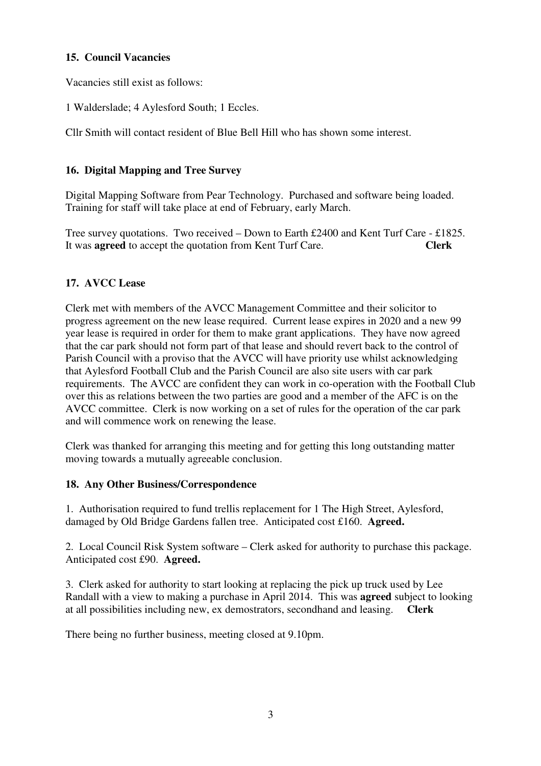**15. Council Vacancies**

Vacancies still exist as follows:

1 Walderslade; 4 Aylesford South; 1 Eccles.

Cllr Smith will contact resident of Blue Bell Hill who has shown some interest.

**16. Digital Mapping and Tree Survey**

Digital Mapping Software from Pear Technology. Purchased and software being loaded. Training for staff will take place at end of February, early March.

Tree survey quotations. Two received – Down to Earth £2400 and Kent Turf Care - £1825. It was **agreed** to accept the quotation from Kent Turf Care. **Clerk**

**17. AVCC Lease**

Clerk met with members of the AVCC Management Committee and their solicitor to progress agreement on the new lease required. Current lease expires in 2020 and a new 99 year lease is required in order for them to make grant applications. They have now agreed that the car park should not form part of that lease and should revert back to the control of Parish Council with a proviso that the AVCC will have priority use whilst acknowledging that Aylesford Football Club and the Parish Council are also site users with car park requirements. The AVCC are confident they can work in co-operation with the Football Club over this as relations between the two parties are good and a member of the AFC is on the AVCC committee. Clerk is now working on a set of rules for the operation of the car park and will commence work on renewing the lease.

Clerk was thanked for arranging this meeting and for getting this long outstanding matter moving towards a mutually agreeable conclusion.

**18. Any Other Business/Correspondence**

1. Authorisation required to fund trellis replacement for 1 The High Street, Aylesford, damaged by Old Bridge Gardens fallen tree. Anticipated cost £160. **Agreed.**

2. Local Council Risk System software – Clerk asked for authority to purchase this package. Anticipated cost £90. **Agreed.**

3. Clerk asked for authority to start looking at replacing the pick up truck used by Lee Randall with a view to making a purchase in April 2014. This was **agreed** subject to looking at all possibilities including new, ex demostrators, secondhand and leasing. **Clerk**

There being no further business, meeting closed at 9.10pm.